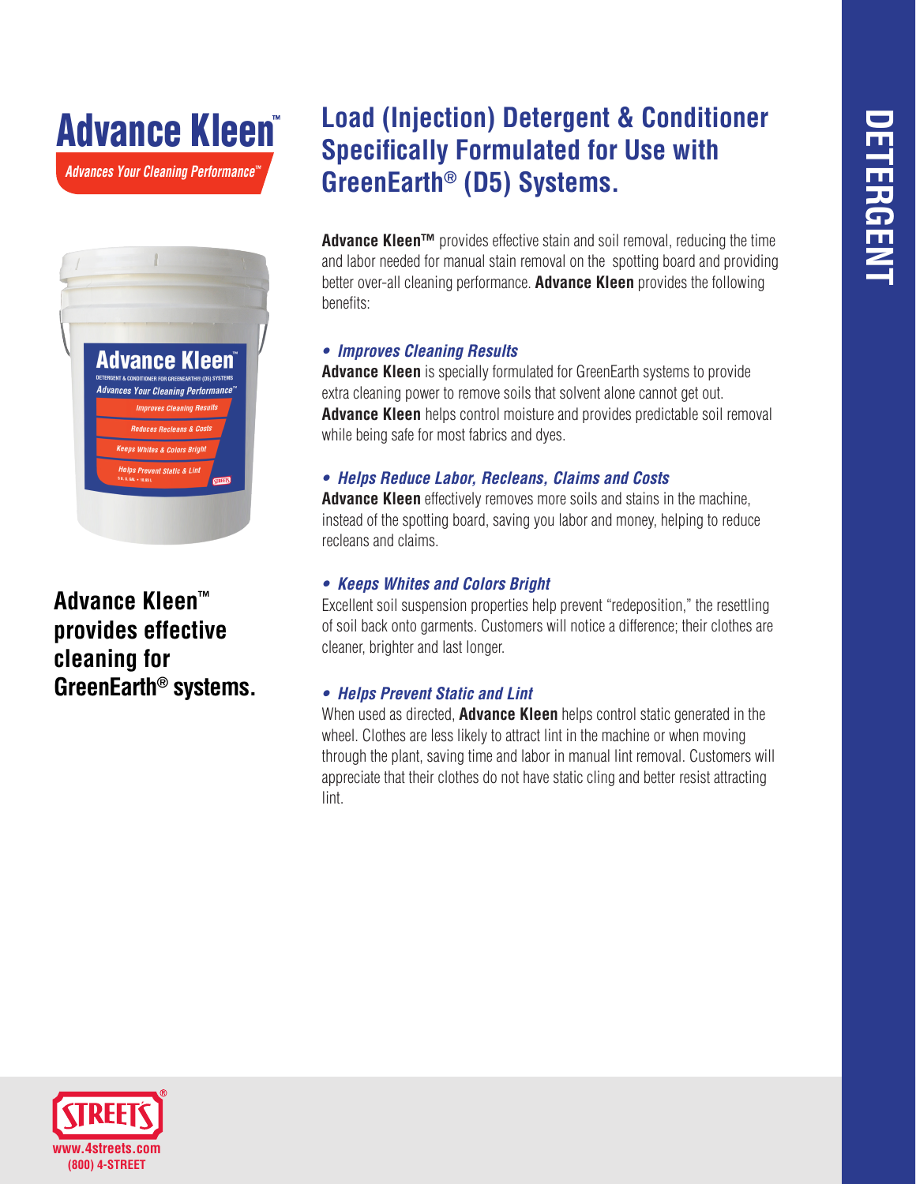# Advance Kleen™

*Advances Your Cleaning Performance™*

**Advance Kleen™ provides effective cleaning for GreenEarth® systems.**

## Load (Injection) Detergent & Conditioner Specifically Formulated for Use with GreenEarth® (D5) Systems.

**Advance Kleen™** provides effective stain and soil removal, reducing the time and labor needed for manual stain removal on the spotting board and providing better over-all cleaning performance. **Advance Kleen** provides the following benefits:

### • *Improves Cleaning Results*

**Advance Kleen** is specially formulated for GreenEarth systems to provide extra cleaning power to remove soils that solvent alone cannot get out. **Advance Kleen** helps control moisture and provides predictable soil removal while being safe for most fabrics and dyes.

### • *Helps Reduce Labor, Recleans, Claims and Costs*

**Advance Kleen** effectively removes more soils and stains in the machine, instead of the spotting board, saving you labor and money, helping to reduce recleans and claims.

### • *Keeps Whites and Colors Bright*

Excellent soil suspension properties help prevent "redeposition," the resettling of soil back onto garments. Customers will notice a difference; their clothes are cleaner, brighter and last longer.

### • *Helps Prevent Static and Lint*

When used as directed, **Advance Kleen** helps control static generated in the wheel. Clothes are less likely to attract lint in the machine or when moving through the plant, saving time and labor in manual lint removal. Customers will appreciate that their clothes do not have static cling and better resist attracting lint.

STREETS®
www.4streets.com
(800) 4-STREET

DETERGENT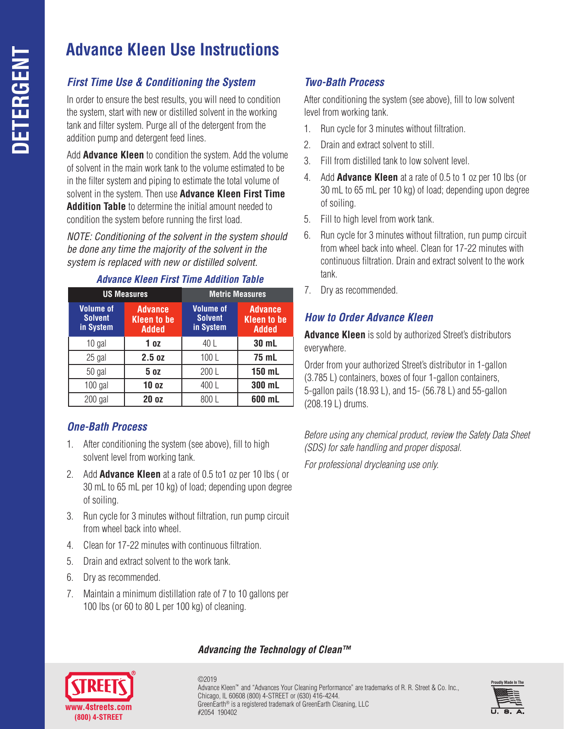# Advance Kleen Use Instructions

## First Time Use & Conditioning the System

In order to ensure the best results, you will need to condition the system, start with new or distilled solvent in the working tank and filter system. Purge all of the detergent from the addition pump and detergent feed lines.

Add **Advance Kleen** to condition the system. Add the volume of solvent in the main work tank to the volume estimated to be in the filter system and piping to estimate the total volume of solvent in the system. Then use **Advance Kleen First Time Addition Table** to determine the initial amount needed to condition the system before running the first load.

*NOTE: Conditioning of the solvent in the system should be done any time the majority of the solvent in the system is replaced with new or distilled solvent.*

### Advance Kleen First Time Addition Table

| US Measures | | Metric Measures | |
|---|---|---|---|
| Volume of Solvent in System | Advance Kleen to be Added | Volume of Solvent in System | Advance Kleen to be Added |
| 10 gal | **1 oz** | 40 L | **30 mL** |
| 25 gal | **2.5 oz** | 100 L | **75 mL** |
| 50 gal | **5 oz** | 200 L | **150 mL** |
| 100 gal | **10 oz** | 400 L | **300 mL** |
| 200 gal | **20 oz** | 800 L | **600 mL** |

## One-Bath Process

1. After conditioning the system (see above), fill to high solvent level from working tank.
2. Add **Advance Kleen** at a rate of 0.5 to1 oz per 10 lbs ( or 30 mL to 65 mL per 10 kg) of load; depending upon degree of soiling.
3. Run cycle for 3 minutes without filtration, run pump circuit from wheel back into wheel.
4. Clean for 17-22 minutes with continuous filtration.
5. Drain and extract solvent to the work tank.
6. Dry as recommended.
7. Maintain a minimum distillation rate of 7 to 10 gallons per 100 lbs (or 60 to 80 L per 100 kg) of cleaning.

## Two-Bath Process

After conditioning the system (see above), fill to low solvent level from working tank.

1. Run cycle for 3 minutes without filtration.
2. Drain and extract solvent to still.
3. Fill from distilled tank to low solvent level.
4. Add **Advance Kleen** at a rate of 0.5 to 1 oz per 10 lbs (or 30 mL to 65 mL per 10 kg) of load; depending upon degree of soiling.
5. Fill to high level from work tank.
6. Run cycle for 3 minutes without filtration, run pump circuit from wheel back into wheel. Clean for 17-22 minutes with continuous filtration. Drain and extract solvent to the work tank.
7. Dry as recommended.

## How to Order Advance Kleen

**Advance Kleen** is sold by authorized Street's distributors everywhere.

Order from your authorized Street's distributor in 1-gallon (3.785 L) containers, boxes of four 1-gallon containers, 5-gallon pails (18.93 L), and 15- (56.78 L) and 55-gallon (208.19 L) drums.

*Before using any chemical product, review the Safety Data Sheet (SDS) for safe handling and proper disposal.*

*For professional drycleaning use only.*

***Advancing the Technology of Clean™***

STREETS®
www.4streets.com
(800) 4-STREET

©2019
Advance Kleen™ and "Advances Your Cleaning Performance" are trademarks of R. R. Street & Co. Inc., Chicago, IL 60608 (800) 4-STREET or (630) 416-4244.
GreenEarth® is a registered trademark of GreenEarth Cleaning, LLC
#2054 190402

Proudly Made In The U. S. A.